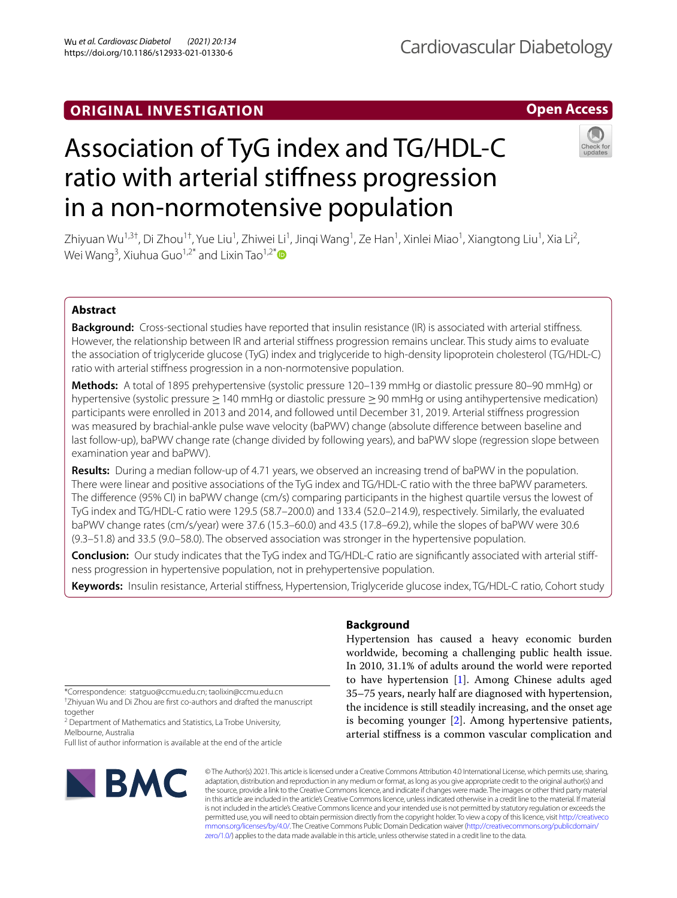ORIGINAL INVESTIGATION

Open Access

# Association of TyG index and TG/HDL-C ratio with arterial stiffness progression in a non-normotensive population

Zhiyuan Wu[1,3†], Di Zhou[1†], Yue Liu[1], Zhiwei Li[1], Jinqi Wang[1], Ze Han[1], Xinlei Miao[1], Xiangtong Liu[1], Xia Li[2], Wei Wang[3], Xiuhua Guo[1,2*] and Lixin Tao[1,2*]

## Abstract

**Background:** Cross-sectional studies have reported that insulin resistance (IR) is associated with arterial stiffness. However, the relationship between IR and arterial stiffness progression remains unclear. This study aims to evaluate the association of triglyceride glucose (TyG) index and triglyceride to high-density lipoprotein cholesterol (TG/HDL-C) ratio with arterial stiffness progression in a non-normotensive population.

**Methods:** A total of 1895 prehypertensive (systolic pressure 120–139 mmHg or diastolic pressure 80–90 mmHg) or hypertensive (systolic pressure ≥ 140 mmHg or diastolic pressure ≥ 90 mmHg or using antihypertensive medication) participants were enrolled in 2013 and 2014, and followed until December 31, 2019. Arterial stiffness progression was measured by brachial-ankle pulse wave velocity (baPWV) change (absolute difference between baseline and last follow-up), baPWV change rate (change divided by following years), and baPWV slope (regression slope between examination year and baPWV).

**Results:** During a median follow-up of 4.71 years, we observed an increasing trend of baPWV in the population. There were linear and positive associations of the TyG index and TG/HDL-C ratio with the three baPWV parameters. The difference (95% CI) in baPWV change (cm/s) comparing participants in the highest quartile versus the lowest of TyG index and TG/HDL-C ratio were 129.5 (58.7–200.0) and 133.4 (52.0–214.9), respectively. Similarly, the evaluated baPWV change rates (cm/s/year) were 37.6 (15.3–60.0) and 43.5 (17.8–69.2), while the slopes of baPWV were 30.6 (9.3–51.8) and 33.5 (9.0–58.0). The observed association was stronger in the hypertensive population.

**Conclusion:** Our study indicates that the TyG index and TG/HDL-C ratio are significantly associated with arterial stiffness progression in hypertensive population, not in prehypertensive population.

**Keywords:** Insulin resistance, Arterial stiffness, Hypertension, Triglyceride glucose index, TG/HDL-C ratio, Cohort study

## Background

Hypertension has caused a heavy economic burden worldwide, becoming a challenging public health issue. In 2010, 31.1% of adults around the world were reported to have hypertension [1]. Among Chinese adults aged 35–75 years, nearly half are diagnosed with hypertension, the incidence is still steadily increasing, and the onset age is becoming younger [2]. Among hypertensive patients, arterial stiffness is a common vascular complication and

*Correspondence: statguo@ccmu.edu.cn; taolixin@ccmu.edu.cn

†Zhiyuan Wu and Di Zhou are first co-authors and drafted the manuscript together

[2] Department of Mathematics and Statistics, La Trobe University, Melbourne, Australia

Full list of author information is available at the end of the article

© The Author(s) 2021. This article is licensed under a Creative Commons Attribution 4.0 International License, which permits use, sharing, adaptation, distribution and reproduction in any medium or format, as long as you give appropriate credit to the original author(s) and the source, provide a link to the Creative Commons licence, and indicate if changes were made. The images or other third party material in this article are included in the article's Creative Commons licence, unless indicated otherwise in a credit line to the material. If material is not included in the article's Creative Commons licence and your intended use is not permitted by statutory regulation or exceeds the permitted use, you will need to obtain permission directly from the copyright holder. To view a copy of this licence, visit http://creativecommons.org/licenses/by/4.0/. The Creative Commons Public Domain Dedication waiver (http://creativecommons.org/publicdomain/zero/1.0/) applies to the data made available in this article, unless otherwise stated in a credit line to the data.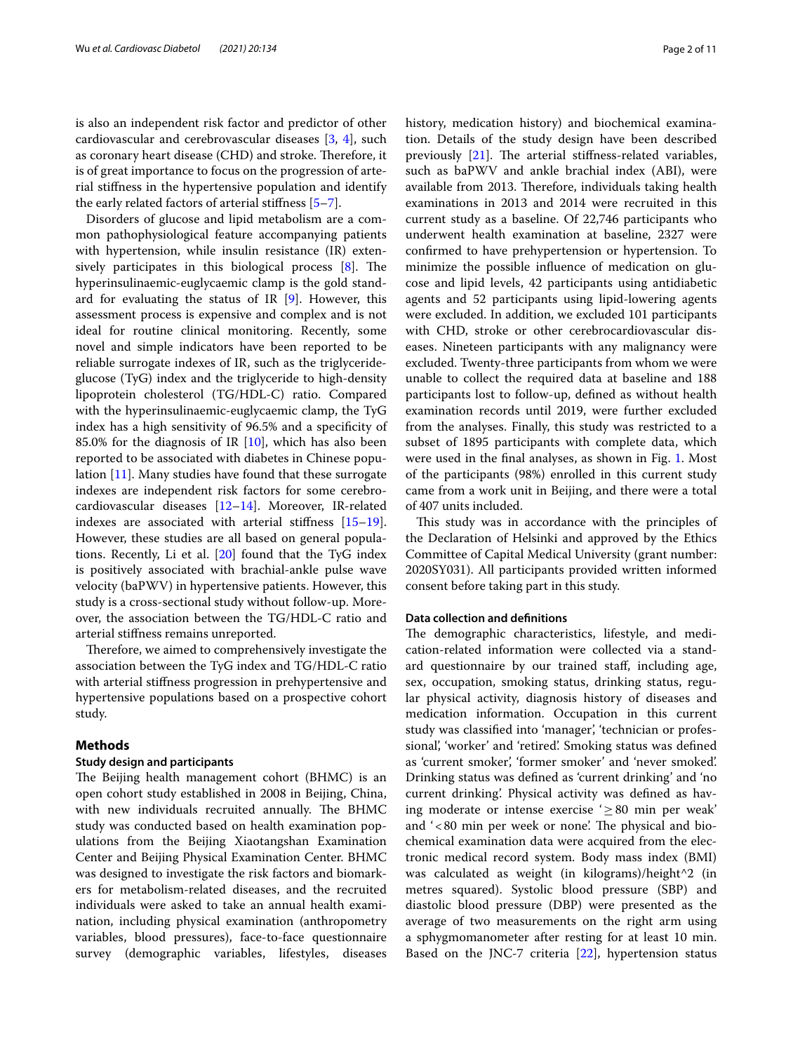is also an independent risk factor and predictor of other cardiovascular and cerebrovascular diseases [3, 4], such as coronary heart disease (CHD) and stroke. Therefore, it is of great importance to focus on the progression of arterial stiffness in the hypertensive population and identify the early related factors of arterial stiffness [5–7].

Disorders of glucose and lipid metabolism are a common pathophysiological feature accompanying patients with hypertension, while insulin resistance (IR) extensively participates in this biological process [8]. The hyperinsulinaemic-euglycaemic clamp is the gold standard for evaluating the status of IR [9]. However, this assessment process is expensive and complex and is not ideal for routine clinical monitoring. Recently, some novel and simple indicators have been reported to be reliable surrogate indexes of IR, such as the triglyceride-glucose (TyG) index and the triglyceride to high-density lipoprotein cholesterol (TG/HDL-C) ratio. Compared with the hyperinsulinaemic-euglycaemic clamp, the TyG index has a high sensitivity of 96.5% and a specificity of 85.0% for the diagnosis of IR [10], which has also been reported to be associated with diabetes in Chinese population [11]. Many studies have found that these surrogate indexes are independent risk factors for some cerebrocardiovascular diseases [12–14]. Moreover, IR-related indexes are associated with arterial stiffness [15–19]. However, these studies are all based on general populations. Recently, Li et al. [20] found that the TyG index is positively associated with brachial-ankle pulse wave velocity (baPWV) in hypertensive patients. However, this study is a cross-sectional study without follow-up. Moreover, the association between the TG/HDL-C ratio and arterial stiffness remains unreported.

Therefore, we aimed to comprehensively investigate the association between the TyG index and TG/HDL-C ratio with arterial stiffness progression in prehypertensive and hypertensive populations based on a prospective cohort study.

## Methods

### Study design and participants

The Beijing health management cohort (BHMC) is an open cohort study established in 2008 in Beijing, China, with new individuals recruited annually. The BHMC study was conducted based on health examination populations from the Beijing Xiaotangshan Examination Center and Beijing Physical Examination Center. BHMC was designed to investigate the risk factors and biomarkers for metabolism-related diseases, and the recruited individuals were asked to take an annual health examination, including physical examination (anthropometry variables, blood pressures), face-to-face questionnaire survey (demographic variables, lifestyles, diseases history, medication history) and biochemical examination. Details of the study design have been described previously [21]. The arterial stiffness-related variables, such as baPWV and ankle brachial index (ABI), were available from 2013. Therefore, individuals taking health examinations in 2013 and 2014 were recruited in this current study as a baseline. Of 22,746 participants who underwent health examination at baseline, 2327 were confirmed to have prehypertension or hypertension. To minimize the possible influence of medication on glucose and lipid levels, 42 participants using antidiabetic agents and 52 participants using lipid-lowering agents were excluded. In addition, we excluded 101 participants with CHD, stroke or other cerebrocardiovascular diseases. Nineteen participants with any malignancy were excluded. Twenty-three participants from whom we were unable to collect the required data at baseline and 188 participants lost to follow-up, defined as without health examination records until 2019, were further excluded from the analyses. Finally, this study was restricted to a subset of 1895 participants with complete data, which were used in the final analyses, as shown in Fig. 1. Most of the participants (98%) enrolled in this current study came from a work unit in Beijing, and there were a total of 407 units included.

This study was in accordance with the principles of the Declaration of Helsinki and approved by the Ethics Committee of Capital Medical University (grant number: 2020SY031). All participants provided written informed consent before taking part in this study.

### Data collection and definitions

The demographic characteristics, lifestyle, and medication-related information were collected via a standard questionnaire by our trained staff, including age, sex, occupation, smoking status, drinking status, regular physical activity, diagnosis history of diseases and medication information. Occupation in this current study was classified into 'manager', 'technician or professional', 'worker' and 'retired'. Smoking status was defined as 'current smoker', 'former smoker' and 'never smoked'. Drinking status was defined as 'current drinking' and 'no current drinking'. Physical activity was defined as having moderate or intense exercise '$\geq$80 min per weak' and '<80 min per week or none'. The physical and biochemical examination data were acquired from the electronic medical record system. Body mass index (BMI) was calculated as weight (in kilograms)/height^2 (in metres squared). Systolic blood pressure (SBP) and diastolic blood pressure (DBP) were presented as the average of two measurements on the right arm using a sphygmomanometer after resting for at least 10 min. Based on the JNC-7 criteria [22], hypertension status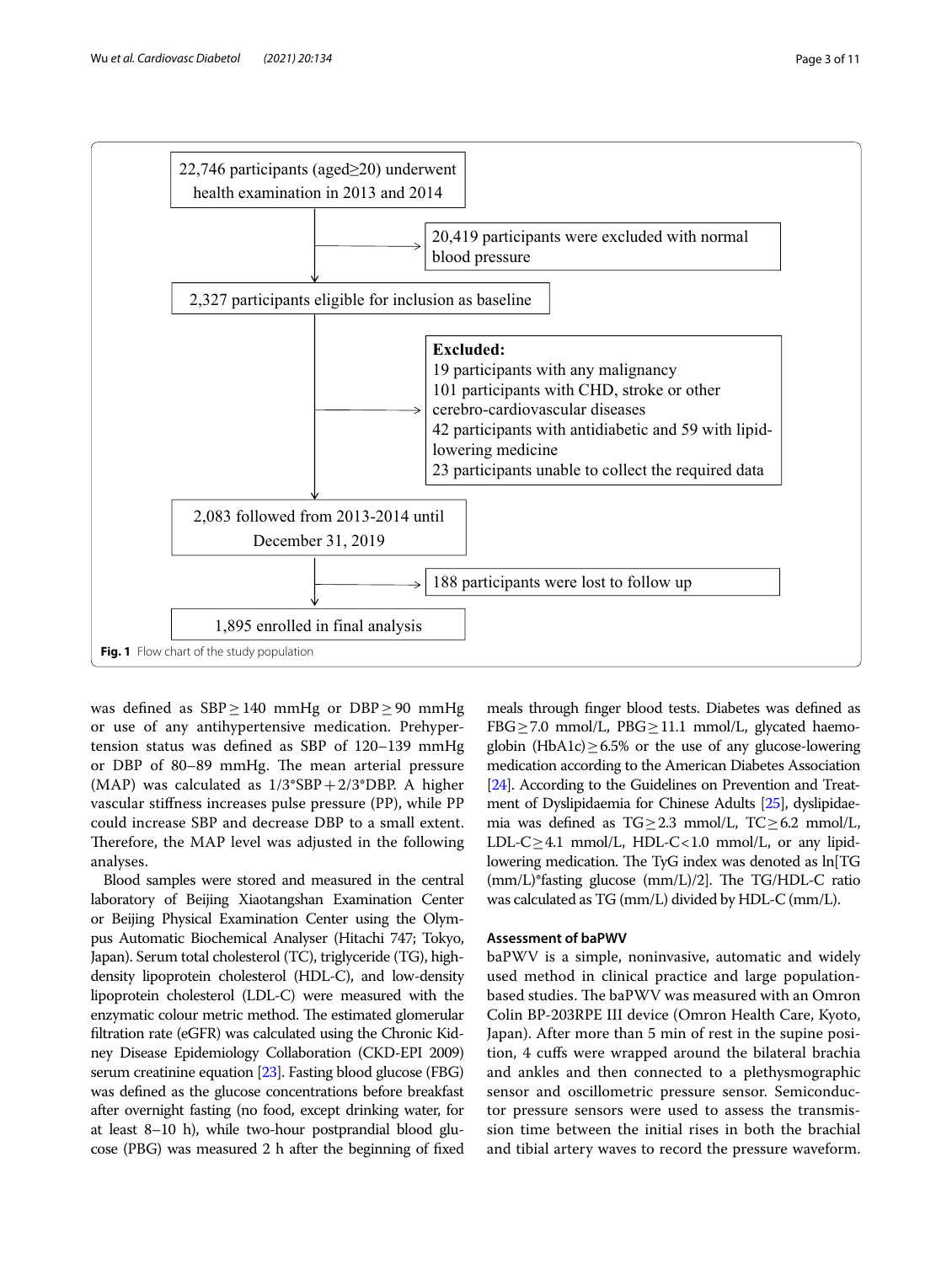22,746 participants (aged≥20) underwent health examination in 2013 and 2014

→ 20,419 participants were excluded with normal blood pressure

2,327 participants eligible for inclusion as baseline

→ **Excluded:**
19 participants with any malignancy
101 participants with CHD, stroke or other cerebro-cardiovascular diseases
42 participants with antidiabetic and 59 with lipid-lowering medicine
23 participants unable to collect the required data

2,083 followed from 2013-2014 until December 31, 2019

→ 188 participants were lost to follow up

1,895 enrolled in final analysis

**Fig. 1** Flow chart of the study population

was defined as SBP ≥ 140 mmHg or DBP ≥ 90 mmHg or use of any antihypertensive medication. Prehypertension status was defined as SBP of 120–139 mmHg or DBP of 80–89 mmHg. The mean arterial pressure (MAP) was calculated as 1/3*SBP + 2/3*DBP. A higher vascular stiffness increases pulse pressure (PP), while PP could increase SBP and decrease DBP to a small extent. Therefore, the MAP level was adjusted in the following analyses.

Blood samples were stored and measured in the central laboratory of Beijing Xiaotangshan Examination Center or Beijing Physical Examination Center using the Olympus Automatic Biochemical Analyser (Hitachi 747; Tokyo, Japan). Serum total cholesterol (TC), triglyceride (TG), high-density lipoprotein cholesterol (HDL-C), and low-density lipoprotein cholesterol (LDL-C) were measured with the enzymatic colour metric method. The estimated glomerular filtration rate (eGFR) was calculated using the Chronic Kidney Disease Epidemiology Collaboration (CKD-EPI 2009) serum creatinine equation [23]. Fasting blood glucose (FBG) was defined as the glucose concentrations before breakfast after overnight fasting (no food, except drinking water, for at least 8–10 h), while two-hour postprandial blood glucose (PBG) was measured 2 h after the beginning of fixed meals through finger blood tests. Diabetes was defined as FBG ≥ 7.0 mmol/L, PBG ≥ 11.1 mmol/L, glycated haemoglobin (HbA1c) ≥ 6.5% or the use of any glucose-lowering medication according to the American Diabetes Association [24]. According to the Guidelines on Prevention and Treatment of Dyslipidaemia for Chinese Adults [25], dyslipidaemia was defined as TG ≥ 2.3 mmol/L, TC ≥ 6.2 mmol/L, LDL-C ≥ 4.1 mmol/L, HDL-C < 1.0 mmol/L, or any lipid-lowering medication. The TyG index was denoted as ln[TG (mm/L)*fasting glucose (mm/L)/2]. The TG/HDL-C ratio was calculated as TG (mm/L) divided by HDL-C (mm/L).

### Assessment of baPWV

baPWV is a simple, noninvasive, automatic and widely used method in clinical practice and large population-based studies. The baPWV was measured with an Omron Colin BP-203RPE III device (Omron Health Care, Kyoto, Japan). After more than 5 min of rest in the supine position, 4 cuffs were wrapped around the bilateral brachia and ankles and then connected to a plethysmographic sensor and oscillometric pressure sensor. Semiconductor pressure sensors were used to assess the transmission time between the initial rises in both the brachial and tibial artery waves to record the pressure waveform.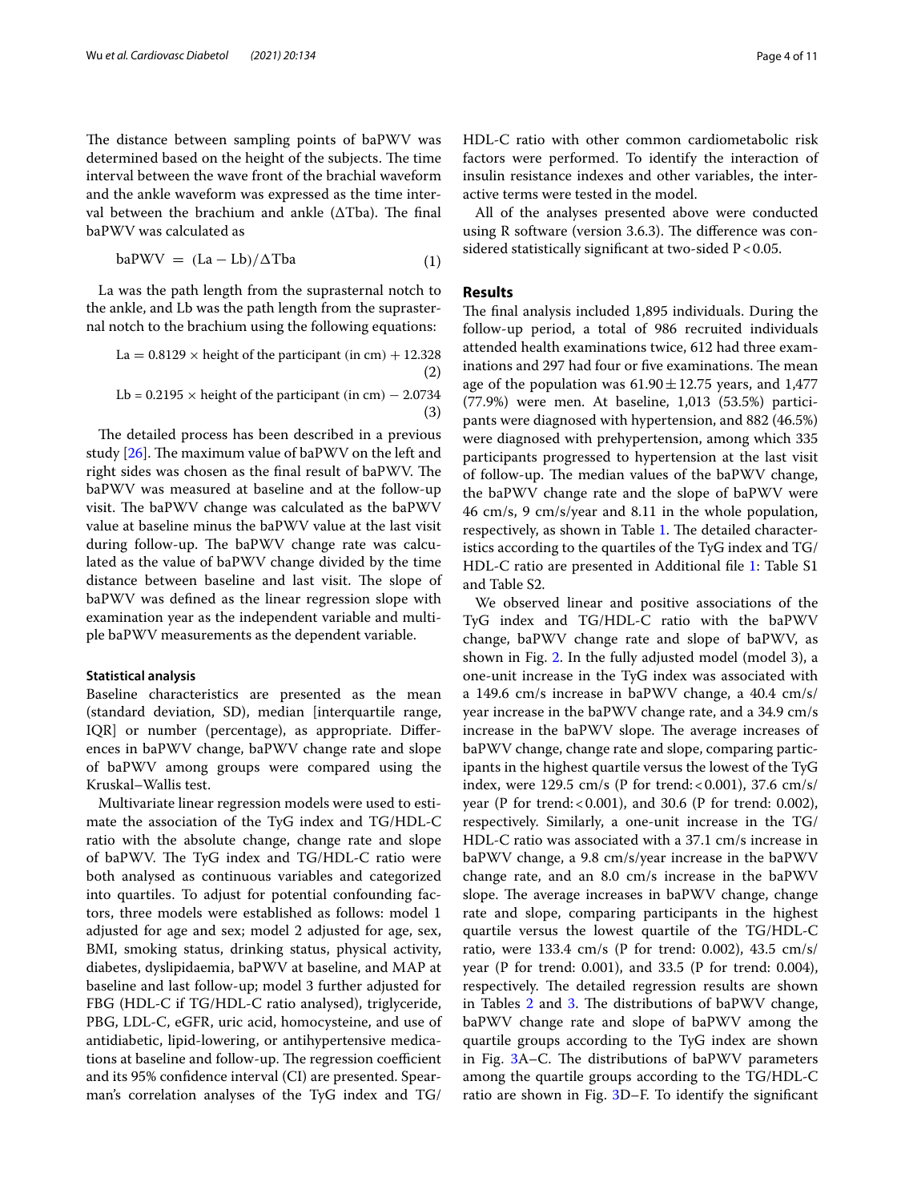The distance between sampling points of baPWV was determined based on the height of the subjects. The time interval between the wave front of the brachial waveform and the ankle waveform was expressed as the time interval between the brachium and ankle (ΔTba). The final baPWV was calculated as

$$\text{baPWV} = (\text{La} - \text{Lb})/\Delta\text{Tba} \tag{1}$$

La was the path length from the suprasternal notch to the ankle, and Lb was the path length from the suprasternal notch to the brachium using the following equations:

$$\text{La} = 0.8129 \times \text{height of the participant (in cm)} + 12.328 \tag{2}$$

$$\text{Lb} = 0.2195 \times \text{height of the participant (in cm)} - 2.0734 \tag{3}$$

The detailed process has been described in a previous study [26]. The maximum value of baPWV on the left and right sides was chosen as the final result of baPWV. The baPWV was measured at baseline and at the follow-up visit. The baPWV change was calculated as the baPWV value at baseline minus the baPWV value at the last visit during follow-up. The baPWV change rate was calculated as the value of baPWV change divided by the time distance between baseline and last visit. The slope of baPWV was defined as the linear regression slope with examination year as the independent variable and multiple baPWV measurements as the dependent variable.

#### Statistical analysis

Baseline characteristics are presented as the mean (standard deviation, SD), median [interquartile range, IQR] or number (percentage), as appropriate. Differences in baPWV change, baPWV change rate and slope of baPWV among groups were compared using the Kruskal–Wallis test.

Multivariate linear regression models were used to estimate the association of the TyG index and TG/HDL-C ratio with the absolute change, change rate and slope of baPWV. The TyG index and TG/HDL-C ratio were both analysed as continuous variables and categorized into quartiles. To adjust for potential confounding factors, three models were established as follows: model 1 adjusted for age and sex; model 2 adjusted for age, sex, BMI, smoking status, drinking status, physical activity, diabetes, dyslipidaemia, baPWV at baseline, and MAP at baseline and last follow-up; model 3 further adjusted for FBG (HDL-C if TG/HDL-C ratio analysed), triglyceride, PBG, LDL-C, eGFR, uric acid, homocysteine, and use of antidiabetic, lipid-lowering, or antihypertensive medications at baseline and follow-up. The regression coefficient and its 95% confidence interval (CI) are presented. Spearman's correlation analyses of the TyG index and TG/HDL-C ratio with other common cardiometabolic risk factors were performed. To identify the interaction of insulin resistance indexes and other variables, the interactive terms were tested in the model.

All of the analyses presented above were conducted using R software (version 3.6.3). The difference was considered statistically significant at two-sided $P < 0.05$.

## Results

The final analysis included 1,895 individuals. During the follow-up period, a total of 986 recruited individuals attended health examinations twice, 612 had three examinations and 297 had four or five examinations. The mean age of the population was $61.90 \pm 12.75$ years, and 1,477 (77.9%) were men. At baseline, 1,013 (53.5%) participants were diagnosed with hypertension, and 882 (46.5%) were diagnosed with prehypertension, among which 335 participants progressed to hypertension at the last visit of follow-up. The median values of the baPWV change, the baPWV change rate and the slope of baPWV were 46 cm/s, 9 cm/s/year and 8.11 in the whole population, respectively, as shown in Table 1. The detailed characteristics according to the quartiles of the TyG index and TG/HDL-C ratio are presented in Additional file 1: Table S1 and Table S2.

We observed linear and positive associations of the TyG index and TG/HDL-C ratio with the baPWV change, baPWV change rate and slope of baPWV, as shown in Fig. 2. In the fully adjusted model (model 3), a one-unit increase in the TyG index was associated with a 149.6 cm/s increase in baPWV change, a 40.4 cm/s/year increase in the baPWV change rate, and a 34.9 cm/s increase in the baPWV slope. The average increases of baPWV change, change rate and slope, comparing participants in the highest quartile versus the lowest of the TyG index, were 129.5 cm/s (P for trend: < 0.001), 37.6 cm/s/year (P for trend: < 0.001), and 30.6 (P for trend: 0.002), respectively. Similarly, a one-unit increase in the TG/HDL-C ratio was associated with a 37.1 cm/s increase in baPWV change, a 9.8 cm/s/year increase in the baPWV change rate, and an 8.0 cm/s increase in the baPWV slope. The average increases in baPWV change, change rate and slope, comparing participants in the highest quartile versus the lowest quartile of the TG/HDL-C ratio, were 133.4 cm/s (P for trend: 0.002), 43.5 cm/s/year (P for trend: 0.001), and 33.5 (P for trend: 0.004), respectively. The detailed regression results are shown in Tables 2 and 3. The distributions of baPWV change, baPWV change rate and slope of baPWV among the quartile groups according to the TyG index are shown in Fig. 3A–C. The distributions of baPWV parameters among the quartile groups according to the TG/HDL-C ratio are shown in Fig. 3D–F. To identify the significant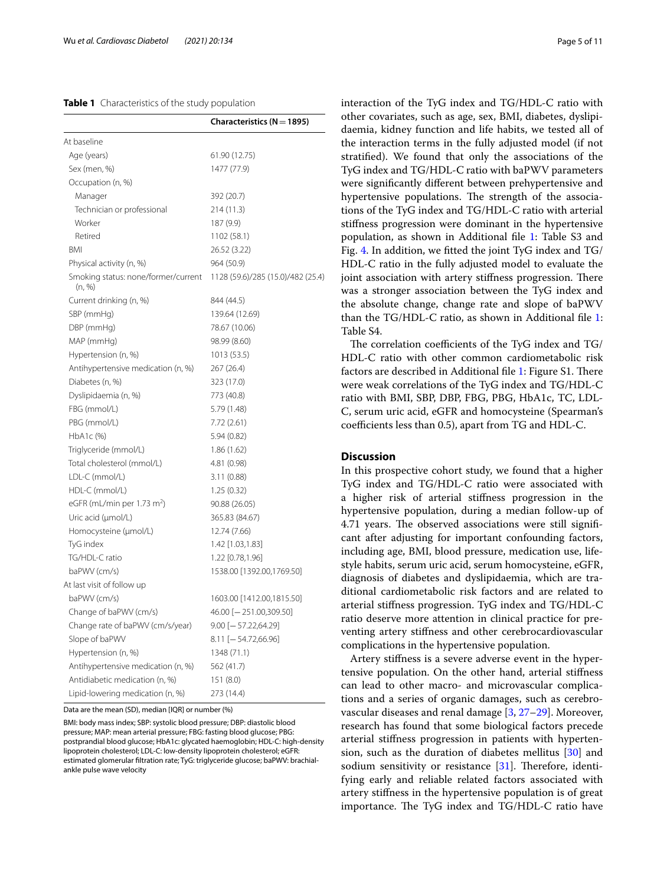**Table 1** Characteristics of the study population

| | Characteristics (N = 1895) |
|---|---|
| At baseline | |
| Age (years) | 61.90 (12.75) |
| Sex (men, %) | 1477 (77.9) |
| Occupation (n, %) | |
| Manager | 392 (20.7) |
| Technician or professional | 214 (11.3) |
| Worker | 187 (9.9) |
| Retired | 1102 (58.1) |
| BMI | 26.52 (3.22) |
| Physical activity (n, %) | 964 (50.9) |
| Smoking status: none/former/current (n, %) | 1128 (59.6)/285 (15.0)/482 (25.4) |
| Current drinking (n, %) | 844 (44.5) |
| SBP (mmHg) | 139.64 (12.69) |
| DBP (mmHg) | 78.67 (10.06) |
| MAP (mmHg) | 98.99 (8.60) |
| Hypertension (n, %) | 1013 (53.5) |
| Antihypertensive medication (n, %) | 267 (26.4) |
| Diabetes (n, %) | 323 (17.0) |
| Dyslipidaemia (n, %) | 773 (40.8) |
| FBG (mmol/L) | 5.79 (1.48) |
| PBG (mmol/L) | 7.72 (2.61) |
| HbA1c (%) | 5.94 (0.82) |
| Triglyceride (mmol/L) | 1.86 (1.62) |
| Total cholesterol (mmol/L) | 4.81 (0.98) |
| LDL-C (mmol/L) | 3.11 (0.88) |
| HDL-C (mmol/L) | 1.25 (0.32) |
| eGFR (mL/min per 1.73 $m^2$) | 90.88 (26.05) |
| Uric acid (μmol/L) | 365.83 (84.67) |
| Homocysteine (μmol/L) | 12.74 (7.66) |
| TyG index | 1.42 [1.03,1.83] |
| TG/HDL-C ratio | 1.22 [0.78,1.96] |
| baPWV (cm/s) | 1538.00 [1392.00,1769.50] |
| At last visit of follow up | |
| baPWV (cm/s) | 1603.00 [1412.00,1815.50] |
| Change of baPWV (cm/s) | 46.00 [− 251.00,309.50] |
| Change rate of baPWV (cm/s/year) | 9.00 [− 57.22,64.29] |
| Slope of baPWV | 8.11 [− 54.72,66.96] |
| Hypertension (n, %) | 1348 (71.1) |
| Antihypertensive medication (n, %) | 562 (41.7) |
| Antidiabetic medication (n, %) | 151 (8.0) |
| Lipid-lowering medication (n, %) | 273 (14.4) |

Data are the mean (SD), median [IQR] or number (%)

BMI: body mass index; SBP: systolic blood pressure; DBP: diastolic blood pressure; MAP: mean arterial pressure; FBG: fasting blood glucose; PBG: postprandial blood glucose; HbA1c: glycated haemoglobin; HDL-C: high-density lipoprotein cholesterol; LDL-C: low-density lipoprotein cholesterol; eGFR: estimated glomerular filtration rate; TyG: triglyceride glucose; baPWV: brachial-ankle pulse wave velocity

interaction of the TyG index and TG/HDL-C ratio with other covariates, such as age, sex, BMI, diabetes, dyslipidaemia, kidney function and life habits, we tested all of the interaction terms in the fully adjusted model (if not stratified). We found that only the associations of the TyG index and TG/HDL-C ratio with baPWV parameters were significantly different between prehypertensive and hypertensive populations. The strength of the associations of the TyG index and TG/HDL-C ratio with arterial stiffness progression were dominant in the hypertensive population, as shown in Additional file 1: Table S3 and Fig. 4. In addition, we fitted the joint TyG index and TG/HDL-C ratio in the fully adjusted model to evaluate the joint association with artery stiffness progression. There was a stronger association between the TyG index and the absolute change, change rate and slope of baPWV than the TG/HDL-C ratio, as shown in Additional file 1: Table S4.

The correlation coefficients of the TyG index and TG/HDL-C ratio with other common cardiometabolic risk factors are described in Additional file 1: Figure S1. There were weak correlations of the TyG index and TG/HDL-C ratio with BMI, SBP, DBP, FBG, PBG, HbA1c, TC, LDL-C, serum uric acid, eGFR and homocysteine (Spearman's coefficients less than 0.5), apart from TG and HDL-C.

## Discussion

In this prospective cohort study, we found that a higher TyG index and TG/HDL-C ratio were associated with a higher risk of arterial stiffness progression in the hypertensive population, during a median follow-up of 4.71 years. The observed associations were still significant after adjusting for important confounding factors, including age, BMI, blood pressure, medication use, lifestyle habits, serum uric acid, serum homocysteine, eGFR, diagnosis of diabetes and dyslipidaemia, which are traditional cardiometabolic risk factors and are related to arterial stiffness progression. TyG index and TG/HDL-C ratio deserve more attention in clinical practice for preventing artery stiffness and other cerebrocardiovascular complications in the hypertensive population.

Artery stiffness is a severe adverse event in the hypertensive population. On the other hand, arterial stiffness can lead to other macro- and microvascular complications and a series of organic damages, such as cerebrovascular diseases and renal damage [3, 27–29]. Moreover, research has found that some biological factors precede arterial stiffness progression in patients with hypertension, such as the duration of diabetes mellitus [30] and sodium sensitivity or resistance [31]. Therefore, identifying early and reliable related factors associated with artery stiffness in the hypertensive population is of great importance. The TyG index and TG/HDL-C ratio have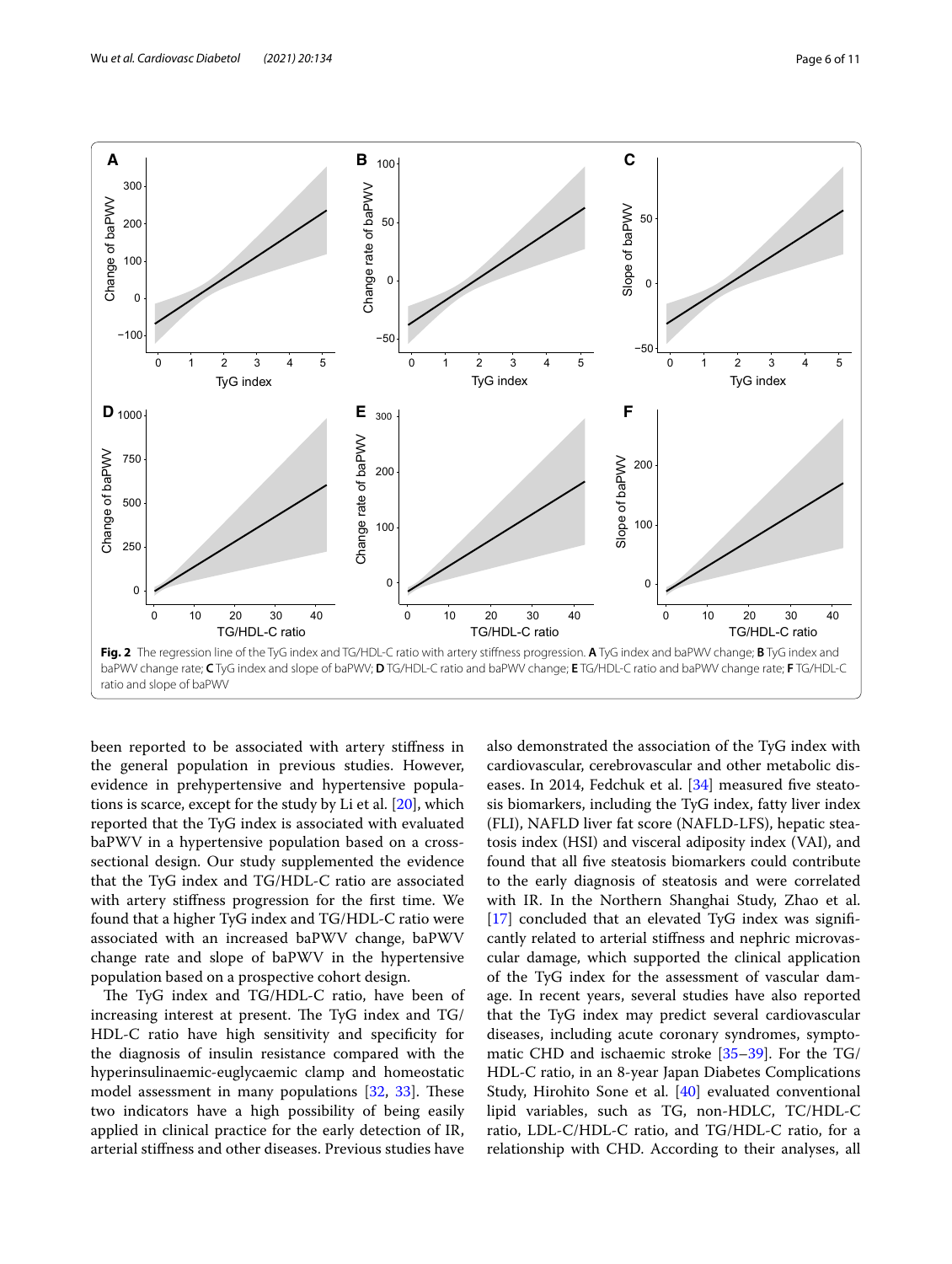**Fig. 2** The regression line of the TyG index and TG/HDL-C ratio with artery stiffness progression. **A** TyG index and baPWV change; **B** TyG index and baPWV change rate; **C** TyG index and slope of baPWV; **D** TG/HDL-C ratio and baPWV change; **E** TG/HDL-C ratio and baPWV change rate; **F** TG/HDL-C ratio and slope of baPWV

been reported to be associated with artery stiffness in the general population in previous studies. However, evidence in prehypertensive and hypertensive populations is scarce, except for the study by Li et al. [20], which reported that the TyG index is associated with evaluated baPWV in a hypertensive population based on a cross-sectional design. Our study supplemented the evidence that the TyG index and TG/HDL-C ratio are associated with artery stiffness progression for the first time. We found that a higher TyG index and TG/HDL-C ratio were associated with an increased baPWV change, baPWV change rate and slope of baPWV in the hypertensive population based on a prospective cohort design.

The TyG index and TG/HDL-C ratio, have been of increasing interest at present. The TyG index and TG/HDL-C ratio have high sensitivity and specificity for the diagnosis of insulin resistance compared with the hyperinsulinaemic-euglycaemic clamp and homeostatic model assessment in many populations [32, 33]. These two indicators have a high possibility of being easily applied in clinical practice for the early detection of IR, arterial stiffness and other diseases. Previous studies have also demonstrated the association of the TyG index with cardiovascular, cerebrovascular and other metabolic diseases. In 2014, Fedchuk et al. [34] measured five steatosis biomarkers, including the TyG index, fatty liver index (FLI), NAFLD liver fat score (NAFLD-LFS), hepatic steatosis index (HSI) and visceral adiposity index (VAI), and found that all five steatosis biomarkers could contribute to the early diagnosis of steatosis and were correlated with IR. In the Northern Shanghai Study, Zhao et al. [17] concluded that an elevated TyG index was significantly related to arterial stiffness and nephric microvascular damage, which supported the clinical application of the TyG index for the assessment of vascular damage. In recent years, several studies have also reported that the TyG index may predict several cardiovascular diseases, including acute coronary syndromes, symptomatic CHD and ischaemic stroke [35–39]. For the TG/HDL-C ratio, in an 8-year Japan Diabetes Complications Study, Hirohito Sone et al. [40] evaluated conventional lipid variables, such as TG, non-HDLC, TC/HDL-C ratio, LDL-C/HDL-C ratio, and TG/HDL-C ratio, for a relationship with CHD. According to their analyses, all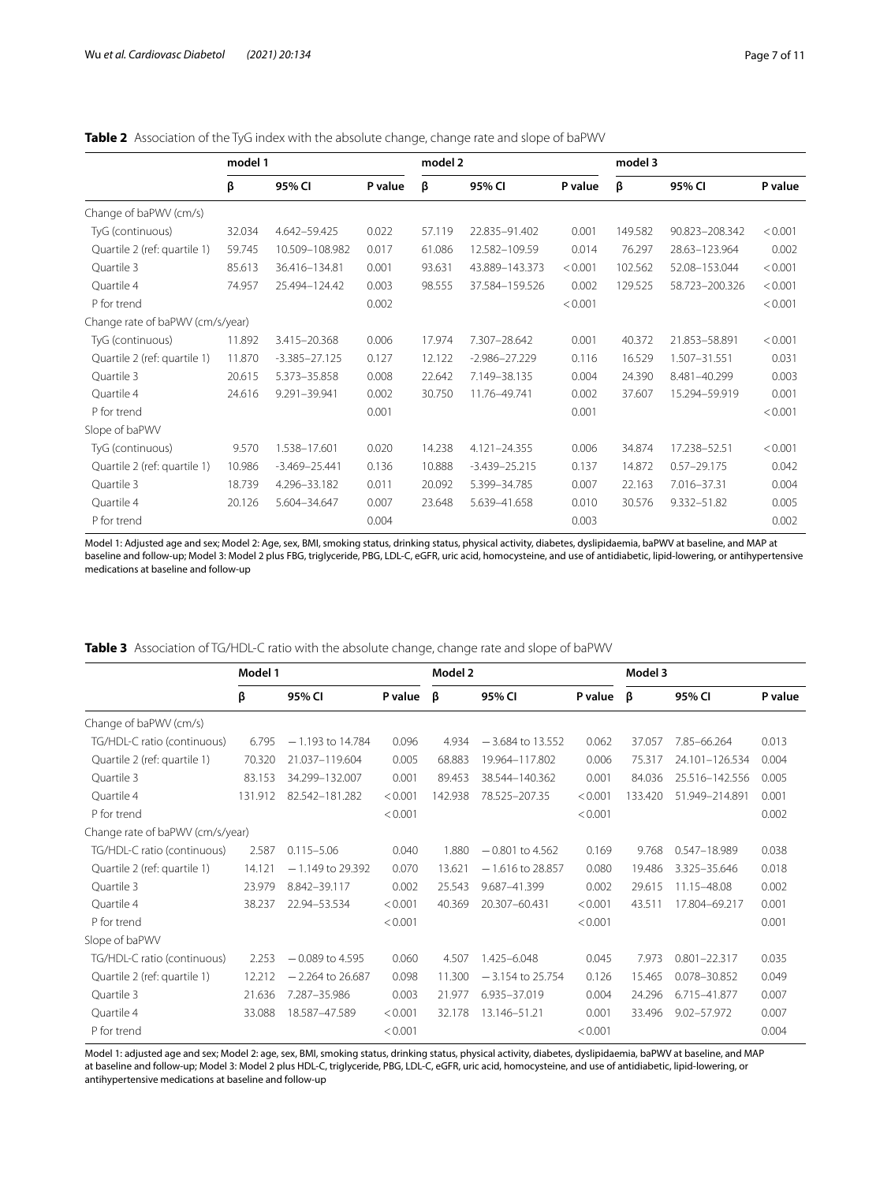**Table 2** Association of the TyG index with the absolute change, change rate and slope of baPWV

| | model 1 | | | model 2 | | | model 3 | | |
|---|---|---|---|---|---|---|---|---|---|
| | β | 95% CI | P value | β | 95% CI | P value | β | 95% CI | P value |
| Change of baPWV (cm/s) | | | | | | | | | |
| TyG (continuous) | 32.034 | 4.642–59.425 | 0.022 | 57.119 | 22.835–91.402 | 0.001 | 149.582 | 90.823–208.342 | < 0.001 |
| Quartile 2 (ref: quartile 1) | 59.745 | 10.509–108.982 | 0.017 | 61.086 | 12.582–109.59 | 0.014 | 76.297 | 28.63–123.964 | 0.002 |
| Quartile 3 | 85.613 | 36.416–134.81 | 0.001 | 93.631 | 43.889–143.373 | < 0.001 | 102.562 | 52.08–153.044 | < 0.001 |
| Quartile 4 | 74.957 | 25.494–124.42 | 0.003 | 98.555 | 37.584–159.526 | 0.002 | 129.525 | 58.723–200.326 | < 0.001 |
| P for trend | | | 0.002 | | | < 0.001 | | | < 0.001 |
| Change rate of baPWV (cm/s/year) | | | | | | | | | |
| TyG (continuous) | 11.892 | 3.415–20.368 | 0.006 | 17.974 | 7.307–28.642 | 0.001 | 40.372 | 21.853–58.891 | < 0.001 |
| Quartile 2 (ref: quartile 1) | 11.870 | -3.385–27.125 | 0.127 | 12.122 | -2.986–27.229 | 0.116 | 16.529 | 1.507–31.551 | 0.031 |
| Quartile 3 | 20.615 | 5.373–35.858 | 0.008 | 22.642 | 7.149–38.135 | 0.004 | 24.390 | 8.481–40.299 | 0.003 |
| Quartile 4 | 24.616 | 9.291–39.941 | 0.002 | 30.750 | 11.76–49.741 | 0.002 | 37.607 | 15.294–59.919 | 0.001 |
| P for trend | | | 0.001 | | | 0.001 | | | < 0.001 |
| Slope of baPWV | | | | | | | | | |
| TyG (continuous) | 9.570 | 1.538–17.601 | 0.020 | 14.238 | 4.121–24.355 | 0.006 | 34.874 | 17.238–52.51 | < 0.001 |
| Quartile 2 (ref: quartile 1) | 10.986 | -3.469–25.441 | 0.136 | 10.888 | -3.439–25.215 | 0.137 | 14.872 | 0.57–29.175 | 0.042 |
| Quartile 3 | 18.739 | 4.296–33.182 | 0.011 | 20.092 | 5.399–34.785 | 0.007 | 22.163 | 7.016–37.31 | 0.004 |
| Quartile 4 | 20.126 | 5.604–34.647 | 0.007 | 23.648 | 5.639–41.658 | 0.010 | 30.576 | 9.332–51.82 | 0.005 |
| P for trend | | | 0.004 | | | 0.003 | | | 0.002 |

Model 1: Adjusted age and sex; Model 2: Age, sex, BMI, smoking status, drinking status, physical activity, diabetes, dyslipidaemia, baPWV at baseline, and MAP at baseline and follow-up; Model 3: Model 2 plus FBG, triglyceride, PBG, LDL-C, eGFR, uric acid, homocysteine, and use of antidiabetic, lipid-lowering, or antihypertensive medications at baseline and follow-up

**Table 3** Association of TG/HDL-C ratio with the absolute change, change rate and slope of baPWV

| | Model 1 | | | Model 2 | | | Model 3 | | |
|---|---|---|---|---|---|---|---|---|---|
| | β | 95% CI | P value | β | 95% CI | P value | β | 95% CI | P value |
| Change of baPWV (cm/s) | | | | | | | | | |
| TG/HDL-C ratio (continuous) | 6.795 | − 1.193 to 14.784 | 0.096 | 4.934 | − 3.684 to 13.552 | 0.062 | 37.057 | 7.85–66.264 | 0.013 |
| Quartile 2 (ref: quartile 1) | 70.320 | 21.037–119.604 | 0.005 | 68.883 | 19.964–117.802 | 0.006 | 75.317 | 24.101–126.534 | 0.004 |
| Quartile 3 | 83.153 | 34.299–132.007 | 0.001 | 89.453 | 38.544–140.362 | 0.001 | 84.036 | 25.516–142.556 | 0.005 |
| Quartile 4 | 131.912 | 82.542–181.282 | < 0.001 | 142.938 | 78.525–207.35 | < 0.001 | 133.420 | 51.949–214.891 | 0.001 |
| P for trend | | | < 0.001 | | | < 0.001 | | | 0.002 |
| Change rate of baPWV (cm/s/year) | | | | | | | | | |
| TG/HDL-C ratio (continuous) | 2.587 | 0.115–5.06 | 0.040 | 1.880 | − 0.801 to 4.562 | 0.169 | 9.768 | 0.547–18.989 | 0.038 |
| Quartile 2 (ref: quartile 1) | 14.121 | − 1.149 to 29.392 | 0.070 | 13.621 | − 1.616 to 28.857 | 0.080 | 19.486 | 3.325–35.646 | 0.018 |
| Quartile 3 | 23.979 | 8.842–39.117 | 0.002 | 25.543 | 9.687–41.399 | 0.002 | 29.615 | 11.15–48.08 | 0.002 |
| Quartile 4 | 38.237 | 22.94–53.534 | < 0.001 | 40.369 | 20.307–60.431 | < 0.001 | 43.511 | 17.804–69.217 | 0.001 |
| P for trend | | | < 0.001 | | | < 0.001 | | | 0.001 |
| Slope of baPWV | | | | | | | | | |
| TG/HDL-C ratio (continuous) | 2.253 | − 0.089 to 4.595 | 0.060 | 4.507 | 1.425–6.048 | 0.045 | 7.973 | 0.801–22.317 | 0.035 |
| Quartile 2 (ref: quartile 1) | 12.212 | − 2.264 to 26.687 | 0.098 | 11.300 | − 3.154 to 25.754 | 0.126 | 15.465 | 0.078–30.852 | 0.049 |
| Quartile 3 | 21.636 | 7.287–35.986 | 0.003 | 21.977 | 6.935–37.019 | 0.004 | 24.296 | 6.715–41.877 | 0.007 |
| Quartile 4 | 33.088 | 18.587–47.589 | < 0.001 | 32.178 | 13.146–51.21 | 0.001 | 33.496 | 9.02–57.972 | 0.007 |
| P for trend | | | < 0.001 | | | < 0.001 | | | 0.004 |

Model 1: adjusted age and sex; Model 2: age, sex, BMI, smoking status, drinking status, physical activity, diabetes, dyslipidaemia, baPWV at baseline, and MAP at baseline and follow-up; Model 3: Model 2 plus HDL-C, triglyceride, PBG, LDL-C, eGFR, uric acid, homocysteine, and use of antidiabetic, lipid-lowering, or antihypertensive medications at baseline and follow-up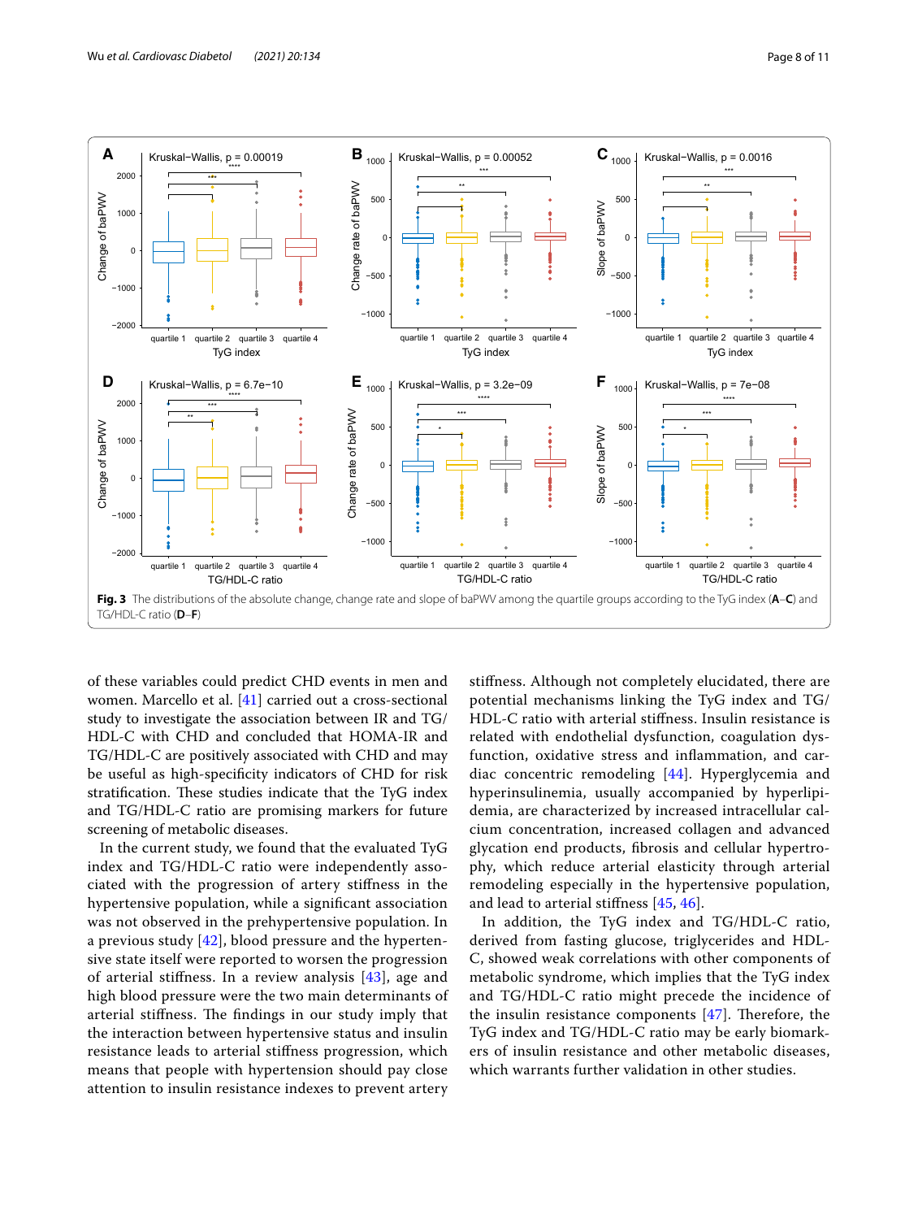**Fig. 3** The distributions of the absolute change, change rate and slope of baPWV among the quartile groups according to the TyG index (**A**–**C**) and TG/HDL-C ratio (**D**–**F**)

of these variables could predict CHD events in men and women. Marcello et al. [41] carried out a cross-sectional study to investigate the association between IR and TG/HDL-C with CHD and concluded that HOMA-IR and TG/HDL-C are positively associated with CHD and may be useful as high-specificity indicators of CHD for risk stratification. These studies indicate that the TyG index and TG/HDL-C ratio are promising markers for future screening of metabolic diseases.

In the current study, we found that the evaluated TyG index and TG/HDL-C ratio were independently associated with the progression of artery stiffness in the hypertensive population, while a significant association was not observed in the prehypertensive population. In a previous study [42], blood pressure and the hypertensive state itself were reported to worsen the progression of arterial stiffness. In a review analysis [43], age and high blood pressure were the two main determinants of arterial stiffness. The findings in our study imply that the interaction between hypertensive status and insulin resistance leads to arterial stiffness progression, which means that people with hypertension should pay close attention to insulin resistance indexes to prevent artery stiffness. Although not completely elucidated, there are potential mechanisms linking the TyG index and TG/HDL-C ratio with arterial stiffness. Insulin resistance is related with endothelial dysfunction, coagulation dysfunction, oxidative stress and inflammation, and cardiac concentric remodeling [44]. Hyperglycemia and hyperinsulinemia, usually accompanied by hyperlipidemia, are characterized by increased intracellular calcium concentration, increased collagen and advanced glycation end products, fibrosis and cellular hypertrophy, which reduce arterial elasticity through arterial remodeling especially in the hypertensive population, and lead to arterial stiffness [45, 46].

In addition, the TyG index and TG/HDL-C ratio, derived from fasting glucose, triglycerides and HDL-C, showed weak correlations with other components of metabolic syndrome, which implies that the TyG index and TG/HDL-C ratio might precede the incidence of the insulin resistance components [47]. Therefore, the TyG index and TG/HDL-C ratio may be early biomarkers of insulin resistance and other metabolic diseases, which warrants further validation in other studies.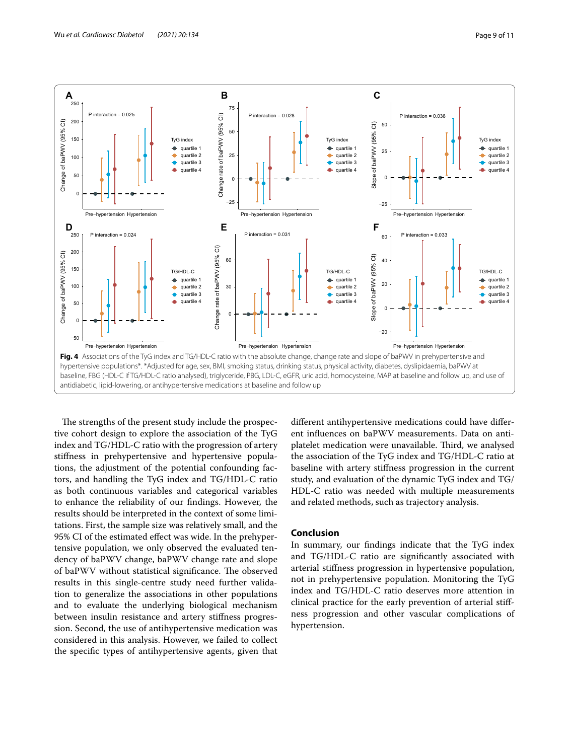**Fig. 4** Associations of the TyG index and TG/HDL-C ratio with the absolute change, change rate and slope of baPWV in prehypertensive and hypertensive populations*. *Adjusted for age, sex, BMI, smoking status, drinking status, physical activity, diabetes, dyslipidaemia, baPWV at baseline, FBG (HDL-C if TG/HDL-C ratio analysed), triglyceride, PBG, LDL-C, eGFR, uric acid, homocysteine, MAP at baseline and follow up, and use of antidiabetic, lipid-lowering, or antihypertensive medications at baseline and follow up

The strengths of the present study include the prospective cohort design to explore the association of the TyG index and TG/HDL-C ratio with the progression of artery stiffness in prehypertensive and hypertensive populations, the adjustment of the potential confounding factors, and handling the TyG index and TG/HDL-C ratio as both continuous variables and categorical variables to enhance the reliability of our findings. However, the results should be interpreted in the context of some limitations. First, the sample size was relatively small, and the 95% CI of the estimated effect was wide. In the prehypertensive population, we only observed the evaluated tendency of baPWV change, baPWV change rate and slope of baPWV without statistical significance. The observed results in this single-centre study need further validation to generalize the associations in other populations and to evaluate the underlying biological mechanism between insulin resistance and artery stiffness progression. Second, the use of antihypertensive medication was considered in this analysis. However, we failed to collect the specific types of antihypertensive agents, given that different antihypertensive medications could have different influences on baPWV measurements. Data on antiplatelet medication were unavailable. Third, we analysed the association of the TyG index and TG/HDL-C ratio at baseline with artery stiffness progression in the current study, and evaluation of the dynamic TyG index and TG/HDL-C ratio was needed with multiple measurements and related methods, such as trajectory analysis.

## Conclusion

In summary, our findings indicate that the TyG index and TG/HDL-C ratio are significantly associated with arterial stiffness progression in hypertensive population, not in prehypertensive population. Monitoring the TyG index and TG/HDL-C ratio deserves more attention in clinical practice for the early prevention of arterial stiffness progression and other vascular complications of hypertension.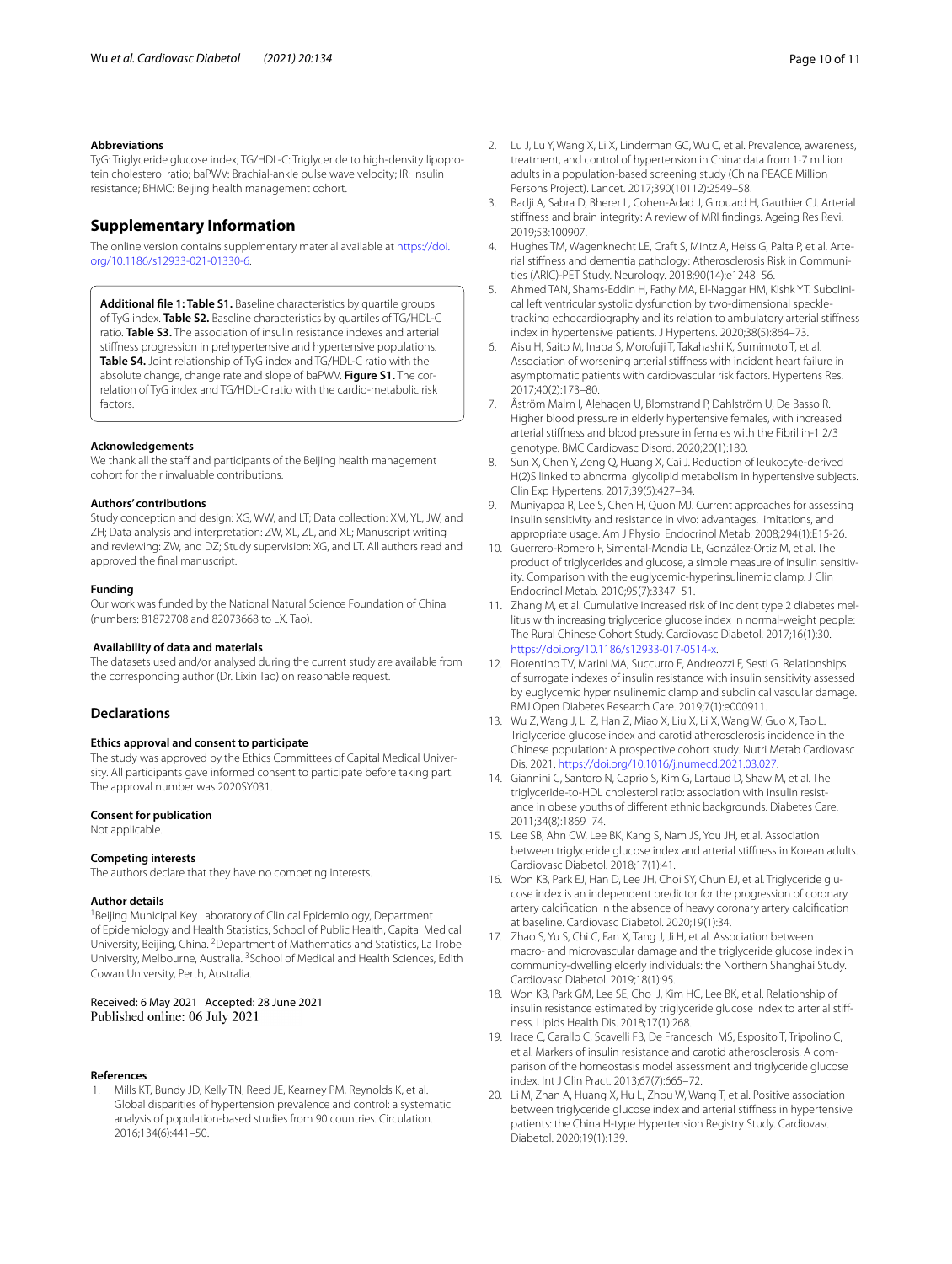#### Abbreviations

TyG: Triglyceride glucose index; TG/HDL-C: Triglyceride to high-density lipoprotein cholesterol ratio; baPWV: Brachial-ankle pulse wave velocity; IR: Insulin resistance; BHMC: Beijing health management cohort.

## Supplementary Information

The online version contains supplementary material available at https://doi.org/10.1186/s12933-021-01330-6.

**Additional file 1: Table S1.** Baseline characteristics by quartile groups of TyG index. **Table S2.** Baseline characteristics by quartiles of TG/HDL-C ratio. **Table S3.** The association of insulin resistance indexes and arterial stiffness progression in prehypertensive and hypertensive populations. **Table S4.** Joint relationship of TyG index and TG/HDL-C ratio with the absolute change, change rate and slope of baPWV. **Figure S1.** The correlation of TyG index and TG/HDL-C ratio with the cardio-metabolic risk factors.

#### Acknowledgements

We thank all the staff and participants of the Beijing health management cohort for their invaluable contributions.

#### Authors' contributions

Study conception and design: XG, WW, and LT; Data collection: XM, YL, JW, and ZH; Data analysis and interpretation: ZW, XL, ZL, and XL; Manuscript writing and reviewing: ZW, and DZ; Study supervision: XG, and LT. All authors read and approved the final manuscript.

#### Funding

Our work was funded by the National Natural Science Foundation of China (numbers: 81872708 and 82073668 to LX. Tao).

#### Availability of data and materials

The datasets used and/or analysed during the current study are available from the corresponding author (Dr. Lixin Tao) on reasonable request.

## Declarations

#### Ethics approval and consent to participate

The study was approved by the Ethics Committees of Capital Medical University. All participants gave informed consent to participate before taking part. The approval number was 2020SY031.

#### Consent for publication

Not applicable.

#### Competing interests

The authors declare that they have no competing interests.

#### Author details

[1]Beijing Municipal Key Laboratory of Clinical Epidemiology, Department of Epidemiology and Health Statistics, School of Public Health, Capital Medical University, Beijing, China. [2]Department of Mathematics and Statistics, La Trobe University, Melbourne, Australia. [3]School of Medical and Health Sciences, Edith Cowan University, Perth, Australia.

Received: 6 May 2021 Accepted: 28 June 2021
Published online: 06 July 2021

#### References

1. Mills KT, Bundy JD, Kelly TN, Reed JE, Kearney PM, Reynolds K, et al. Global disparities of hypertension prevalence and control: a systematic analysis of population-based studies from 90 countries. Circulation. 2016;134(6):441–50.
2. Lu J, Lu Y, Wang X, Li X, Linderman GC, Wu C, et al. Prevalence, awareness, treatment, and control of hypertension in China: data from 1·7 million adults in a population-based screening study (China PEACE Million Persons Project). Lancet. 2017;390(10112):2549–58.
3. Badji A, Sabra D, Bherer L, Cohen-Adad J, Girouard H, Gauthier CJ. Arterial stiffness and brain integrity: A review of MRI findings. Ageing Res Revi. 2019;53:100907.
4. Hughes TM, Wagenknecht LE, Craft S, Mintz A, Heiss G, Palta P, et al. Arterial stiffness and dementia pathology: Atherosclerosis Risk in Communities (ARIC)-PET Study. Neurology. 2018;90(14):e1248–56.
5. Ahmed TAN, Shams-Eddin H, Fathy MA, El-Naggar HM, Kishk YT. Subclinical left ventricular systolic dysfunction by two-dimensional speckle-tracking echocardiography and its relation to ambulatory arterial stiffness index in hypertensive patients. J Hypertens. 2020;38(5):864–73.
6. Aisu H, Saito M, Inaba S, Morofuji T, Takahashi K, Sumimoto T, et al. Association of worsening arterial stiffness with incident heart failure in asymptomatic patients with cardiovascular risk factors. Hypertens Res. 2017;40(2):173–80.
7. Åström Malm I, Alehagen U, Blomstrand P, Dahlström U, De Basso R. Higher blood pressure in elderly hypertensive females, with increased arterial stiffness and blood pressure in females with the Fibrillin-1 2/3 genotype. BMC Cardiovasc Disord. 2020;20(1):180.
8. Sun X, Chen Y, Zeng Q, Huang X, Cai J. Reduction of leukocyte-derived H(2)S linked to abnormal glycolipid metabolism in hypertensive subjects. Clin Exp Hypertens. 2017;39(5):427–34.
9. Muniyappa R, Lee S, Chen H, Quon MJ. Current approaches for assessing insulin sensitivity and resistance in vivo: advantages, limitations, and appropriate usage. Am J Physiol Endocrinol Metab. 2008;294(1):E15-26.
10. Guerrero-Romero F, Simental-Mendía LE, González-Ortiz M, et al. The product of triglycerides and glucose, a simple measure of insulin sensitivity. Comparison with the euglycemic-hyperinsulinemic clamp. J Clin Endocrinol Metab. 2010;95(7):3347–51.
11. Zhang M, et al. Cumulative increased risk of incident type 2 diabetes mellitus with increasing triglyceride glucose index in normal-weight people: The Rural Chinese Cohort Study. Cardiovasc Diabetol. 2017;16(1):30. https://doi.org/10.1186/s12933-017-0514-x.
12. Fiorentino TV, Marini MA, Succurro E, Andreozzi F, Sesti G. Relationships of surrogate indexes of insulin resistance with insulin sensitivity assessed by euglycemic hyperinsulinemic clamp and subclinical vascular damage. BMJ Open Diabetes Research Care. 2019;7(1):e000911.
13. Wu Z, Wang J, Li Z, Han Z, Miao X, Liu X, Li X, Wang W, Guo X, Tao L. Triglyceride glucose index and carotid atherosclerosis incidence in the Chinese population: A prospective cohort study. Nutri Metab Cardiovasc Dis. 2021. https://doi.org/10.1016/j.numecd.2021.03.027.
14. Giannini C, Santoro N, Caprio S, Kim G, Lartaud D, Shaw M, et al. The triglyceride-to-HDL cholesterol ratio: association with insulin resistance in obese youths of different ethnic backgrounds. Diabetes Care. 2011;34(8):1869–74.
15. Lee SB, Ahn CW, Lee BK, Kang S, Nam JS, You JH, et al. Association between triglyceride glucose index and arterial stiffness in Korean adults. Cardiovasc Diabetol. 2018;17(1):41.
16. Won KB, Park EJ, Han D, Lee JH, Choi SY, Chun EJ, et al. Triglyceride glucose index is an independent predictor for the progression of coronary artery calcification in the absence of heavy coronary artery calcification at baseline. Cardiovasc Diabetol. 2020;19(1):34.
17. Zhao S, Yu S, Chi C, Fan X, Tang J, Ji H, et al. Association between macro- and microvascular damage and the triglyceride glucose index in community-dwelling elderly individuals: the Northern Shanghai Study. Cardiovasc Diabetol. 2019;18(1):95.
18. Won KB, Park GM, Lee SE, Cho IJ, Kim HC, Lee BK, et al. Relationship of insulin resistance estimated by triglyceride glucose index to arterial stiffness. Lipids Health Dis. 2018;17(1):268.
19. Irace C, Carallo C, Scavelli FB, De Franceschi MS, Esposito T, Tripolino C, et al. Markers of insulin resistance and carotid atherosclerosis. A comparison of the homeostasis model assessment and triglyceride glucose index. Int J Clin Pract. 2013;67(7):665–72.
20. Li M, Zhan A, Huang X, Hu L, Zhou W, Wang T, et al. Positive association between triglyceride glucose index and arterial stiffness in hypertensive patients: the China H-type Hypertension Registry Study. Cardiovasc Diabetol. 2020;19(1):139.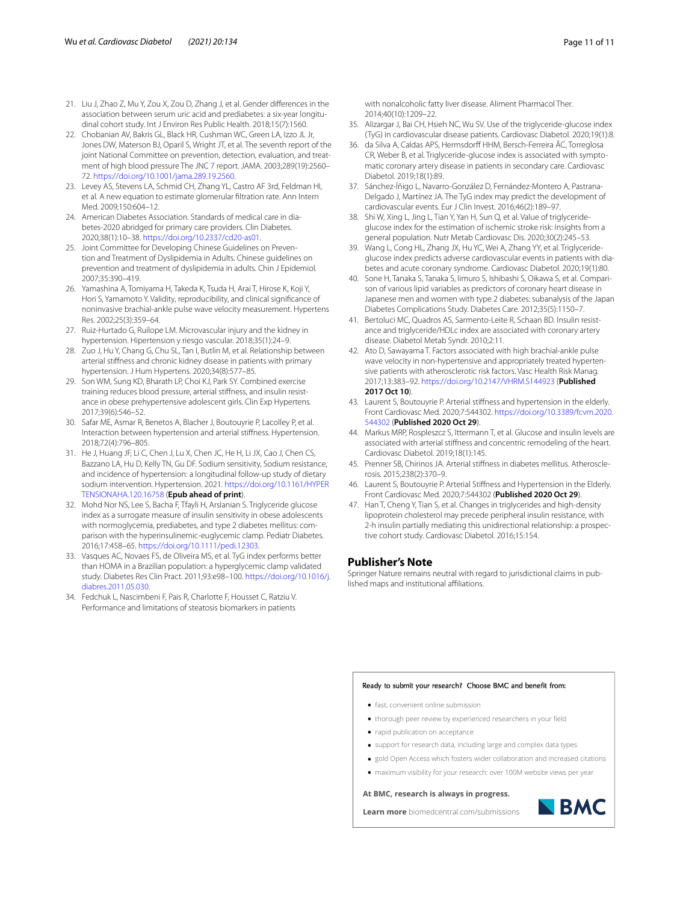21. Liu J, Zhao Z, Mu Y, Zou X, Zou D, Zhang J, et al. Gender differences in the association between serum uric acid and prediabetes: a six-year longitudinal cohort study. Int J Environ Res Public Health. 2018;15(7):1560.
22. Chobanian AV, Bakris GL, Black HR, Cushman WC, Green LA, Izzo JL Jr, Jones DW, Materson BJ, Oparil S, Wright JT, et al. The seventh report of the joint National Committee on prevention, detection, evaluation, and treatment of high blood pressure The JNC 7 report. JAMA. 2003;289(19):2560–72. https://doi.org/10.1001/jama.289.19.2560.
23. Levey AS, Stevens LA, Schmid CH, Zhang YL, Castro AF 3rd, Feldman HI, et al. A new equation to estimate glomerular filtration rate. Ann Intern Med. 2009;150:604–12.
24. American Diabetes Association. Standards of medical care in diabetes-2020 abridged for primary care providers. Clin Diabetes. 2020;38(1):10–38. https://doi.org/10.2337/cd20-as01.
25. Joint Committee for Developing Chinese Guidelines on Prevention and Treatment of Dyslipidemia in Adults. Chinese guidelines on prevention and treatment of dyslipidemia in adults. Chin J Epidemiol. 2007;35:390–419.
26. Yamashina A, Tomiyama H, Takeda K, Tsuda H, Arai T, Hirose K, Koji Y, Hori S, Yamamoto Y. Validity, reproducibility, and clinical significance of noninvasive brachial-ankle pulse wave velocity measurement. Hypertens Res. 2002;25(3):359–64.
27. Ruiz-Hurtado G, Ruilope LM. Microvascular injury and the kidney in hypertension. Hipertension y riesgo vascular. 2018;35(1):24–9.
28. Zuo J, Hu Y, Chang G, Chu SL, Tan I, Butlin M, et al. Relationship between arterial stiffness and chronic kidney disease in patients with primary hypertension. J Hum Hypertens. 2020;34(8):577–85.
29. Son WM, Sung KD, Bharath LP, Choi KJ, Park SY. Combined exercise training reduces blood pressure, arterial stiffness, and insulin resistance in obese prehypertensive adolescent girls. Clin Exp Hypertens. 2017;39(6):546–52.
30. Safar ME, Asmar R, Benetos A, Blacher J, Boutouyrie P, Lacolley P, et al. Interaction between hypertension and arterial stiffness. Hypertension. 2018;72(4):796–805.
31. He J, Huang JF, Li C, Chen J, Lu X, Chen JC, He H, Li JX, Cao J, Chen CS, Bazzano LA, Hu D, Kelly TN, Gu DF. Sodium sensitivity, Sodium resistance, and incidence of hypertension: a longitudinal follow-up study of dietary sodium intervention. Hypertension. 2021. https://doi.org/10.1161/HYPERTENSIONAHA.120.16758 (**Epub ahead of print**).
32. Mohd Nor NS, Lee S, Bacha F, Tfayli H, Arslanian S. Triglyceride glucose index as a surrogate measure of insulin sensitivity in obese adolescents with normoglycemia, prediabetes, and type 2 diabetes mellitus: comparison with the hyperinsulinemic-euglycemic clamp. Pediatr Diabetes. 2016;17:458–65. https://doi.org/10.1111/pedi.12303.
33. Vasques AC, Novaes FS, de Oliveira MS, et al. TyG index performs better than HOMA in a Brazilian population: a hyperglycemic clamp validated study. Diabetes Res Clin Pract. 2011;93:e98–100. https://doi.org/10.1016/j.diabres.2011.05.030.
34. Fedchuk L, Nascimbeni F, Pais R, Charlotte F, Housset C, Ratziu V. Performance and limitations of steatosis biomarkers in patients with nonalcoholic fatty liver disease. Aliment Pharmacol Ther. 2014;40(10):1209–22.
35. Alizargar J, Bai CH, Hsieh NC, Wu SV. Use of the triglyceride-glucose index (TyG) in cardiovascular disease patients. Cardiovasc Diabetol. 2020;19(1):8.
36. da Silva A, Caldas APS, Hermsdorff HHM, Bersch-Ferreira ÂC, Torreglosa CR, Weber B, et al. Triglyceride-glucose index is associated with symptomatic coronary artery disease in patients in secondary care. Cardiovasc Diabetol. 2019;18(1):89.
37. Sánchez-Íñigo L, Navarro-González D, Fernández-Montero A, Pastrana-Delgado J, Martínez JA. The TyG index may predict the development of cardiovascular events. Eur J Clin Invest. 2016;46(2):189–97.
38. Shi W, Xing L, Jing L, Tian Y, Yan H, Sun Q, et al. Value of triglyceride-glucose index for the estimation of ischemic stroke risk: Insights from a general population. Nutr Metab Cardiovasc Dis. 2020;30(2):245–53.
39. Wang L, Cong HL, Zhang JX, Hu YC, Wei A, Zhang YY, et al. Triglyceride-glucose index predicts adverse cardiovascular events in patients with diabetes and acute coronary syndrome. Cardiovasc Diabetol. 2020;19(1):80.
40. Sone H, Tanaka S, Tanaka S, Iimuro S, Ishibashi S, Oikawa S, et al. Comparison of various lipid variables as predictors of coronary heart disease in Japanese men and women with type 2 diabetes: subanalysis of the Japan Diabetes Complications Study. Diabetes Care. 2012;35(5):1150–7.
41. Bertoluci MC, Quadros AS, Sarmento-Leite R, Schaan BD. Insulin resistance and triglyceride/HDLc index are associated with coronary artery disease. Diabetol Metab Syndr. 2010;2:11.
42. Ato D, Sawayama T. Factors associated with high brachial-ankle pulse wave velocity in non-hypertensive and appropriately treated hypertensive patients with atherosclerotic risk factors. Vasc Health Risk Manag. 2017;13:383–92. https://doi.org/10.2147/VHRM.S144923 (**Published 2017 Oct 10**).
43. Laurent S, Boutouyrie P. Arterial stiffness and hypertension in the elderly. Front Cardiovasc Med. 2020;7:544302. https://doi.org/10.3389/fcvm.2020.544302 (**Published 2020 Oct 29**).
44. Markus MRP, Rospleszcz S, Ittermann T, et al. Glucose and insulin levels are associated with arterial stiffness and concentric remodeling of the heart. Cardiovasc Diabetol. 2019;18(1):145.
45. Prenner SB, Chirinos JA. Arterial stiffness in diabetes mellitus. Atherosclerosis. 2015;238(2):370–9.
46. Laurent S, Boutouyrie P. Arterial Stiffness and Hypertension in the Elderly. Front Cardiovasc Med. 2020;7:544302 (**Published 2020 Oct 29**).
47. Han T, Cheng Y, Tian S, et al. Changes in triglycerides and high-density lipoprotein cholesterol may precede peripheral insulin resistance, with 2-h insulin partially mediating this unidirectional relationship: a prospective cohort study. Cardiovasc Diabetol. 2016;15:154.

## Publisher's Note

Springer Nature remains neutral with regard to jurisdictional claims in published maps and institutional affiliations.

Ready to submit your research? Choose BMC and benefit from:

- fast, convenient online submission
- thorough peer review by experienced researchers in your field
- rapid publication on acceptance
- support for research data, including large and complex data types
- gold Open Access which fosters wider collaboration and increased citations
- maximum visibility for your research: over 100M website views per year

**At BMC, research is always in progress.**

**Learn more** biomedcentral.com/submissions

BMC